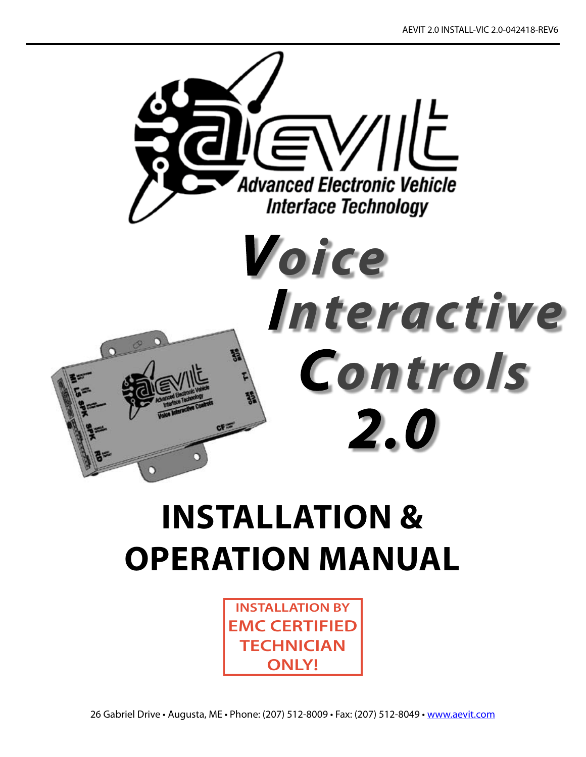AEVIT 2.0 INSTALL-VIC 2.0-042418-REV6

aevit

Advanced Electronic Vehicle Interface Technology

# Voice Interactive Controls 2.0

# INSTALLATION & OPERATION MANUAL

**INSTALLATION BY EMC CERTIFIED TECHNICIAN ONLY!**

26 Gabriel Drive • Augusta, ME • Phone: (207) 512-8009 • Fax: (207) 512-8049 • www.aevit.com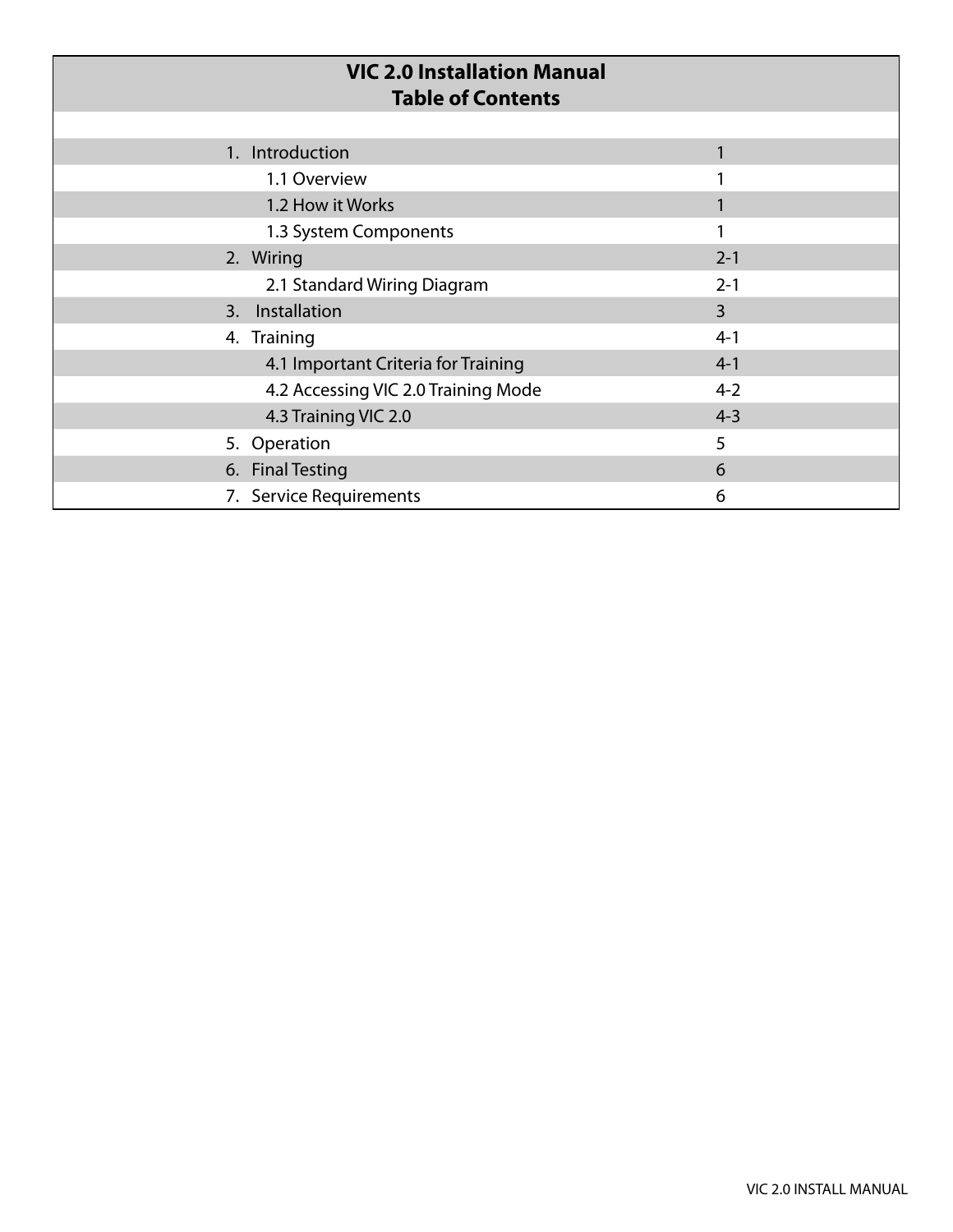# VIC 2.0 Installation Manual
## Table of Contents

| Section | Page |
|---|---|
| 1. Introduction | 1 |
| 1.1 Overview | 1 |
| 1.2 How it Works | 1 |
| 1.3 System Components | 1 |
| 2. Wiring | 2-1 |
| 2.1 Standard Wiring Diagram | 2-1 |
| 3. Installation | 3 |
| 4. Training | 4-1 |
| 4.1 Important Criteria for Training | 4-1 |
| 4.2 Accessing VIC 2.0 Training Mode | 4-2 |
| 4.3 Training VIC 2.0 | 4-3 |
| 5. Operation | 5 |
| 6. Final Testing | 6 |
| 7. Service Requirements | 6 |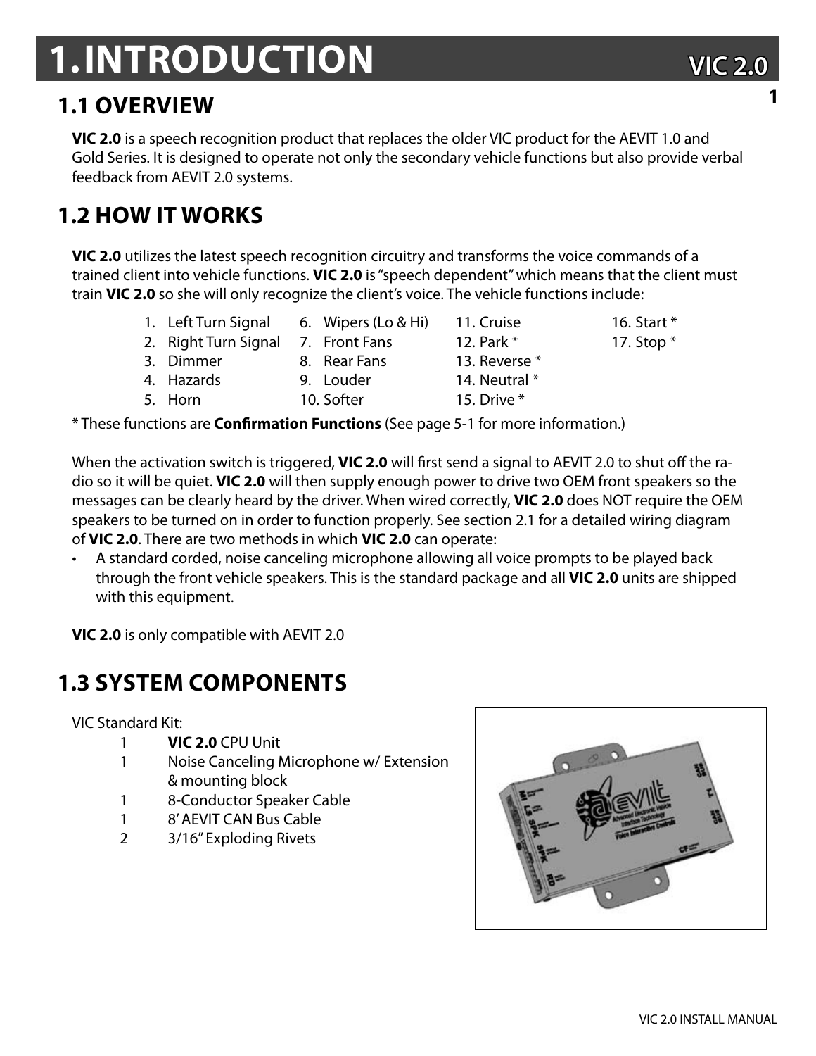# 1. INTRODUCTION

## 1.1 OVERVIEW

**VIC 2.0** is a speech recognition product that replaces the older VIC product for the AEVIT 1.0 and Gold Series. It is designed to operate not only the secondary vehicle functions but also provide verbal feedback from AEVIT 2.0 systems.

## 1.2 HOW IT WORKS

**VIC 2.0** utilizes the latest speech recognition circuitry and transforms the voice commands of a trained client into vehicle functions. **VIC 2.0** is "speech dependent" which means that the client must train **VIC 2.0** so she will only recognize the client's voice. The vehicle functions include:

1. Left Turn Signal
2. Right Turn Signal
3. Dimmer
4. Hazards
5. Horn
6. Wipers (Lo & Hi)
7. Front Fans
8. Rear Fans
9. Louder
10. Softer
11. Cruise
12. Park *
13. Reverse *
14. Neutral *
15. Drive *
16. Start *
17. Stop *

* These functions are **Confirmation Functions** (See page 5-1 for more information.)

When the activation switch is triggered, **VIC 2.0** will first send a signal to AEVIT 2.0 to shut off the radio so it will be quiet. **VIC 2.0** will then supply enough power to drive two OEM front speakers so the messages can be clearly heard by the driver. When wired correctly, **VIC 2.0** does NOT require the OEM speakers to be turned on in order to function properly. See section 2.1 for a detailed wiring diagram of **VIC 2.0**. There are two methods in which **VIC 2.0** can operate:

- A standard corded, noise canceling microphone allowing all voice prompts to be played back through the front vehicle speakers. This is the standard package and all **VIC 2.0** units are shipped with this equipment.

**VIC 2.0** is only compatible with AEVIT 2.0

## 1.3 SYSTEM COMPONENTS

VIC Standard Kit:

| Qty | Item |
|---|---|
| 1 | **VIC 2.0** CPU Unit |
| 1 | Noise Canceling Microphone w/ Extension & mounting block |
| 1 | 8-Conductor Speaker Cable |
| 1 | 8' AEVIT CAN Bus Cable |
| 2 | 3/16" Exploding Rivets |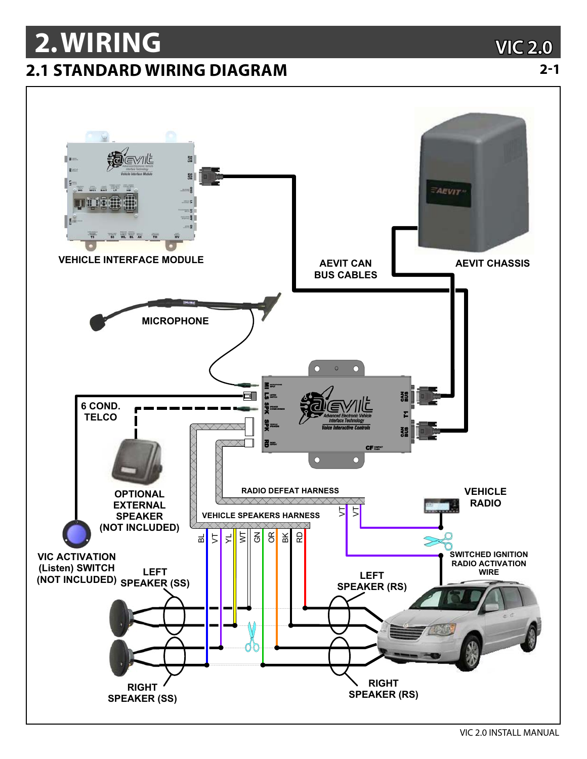# 2. WIRING

## 2.1 STANDARD WIRING DIAGRAM

VEHICLE INTERFACE MODULE

AEVIT CAN BUS CABLES

AEVIT CHASSIS

MICROPHONE

6 COND. TELCO

OPTIONAL EXTERNAL SPEAKER (NOT INCLUDED)

RADIO DEFEAT HARNESS

VEHICLE RADIO

VEHICLE SPEAKERS HARNESS

VT VT

BL VT YL WT GN OR BK RD

SWITCHED IGNITION RADIO ACTIVATION WIRE

VIC ACTIVATION (Listen) SWITCH (NOT INCLUDED)

LEFT SPEAKER (SS)

LEFT SPEAKER (RS)

RIGHT SPEAKER (SS)

RIGHT SPEAKER (RS)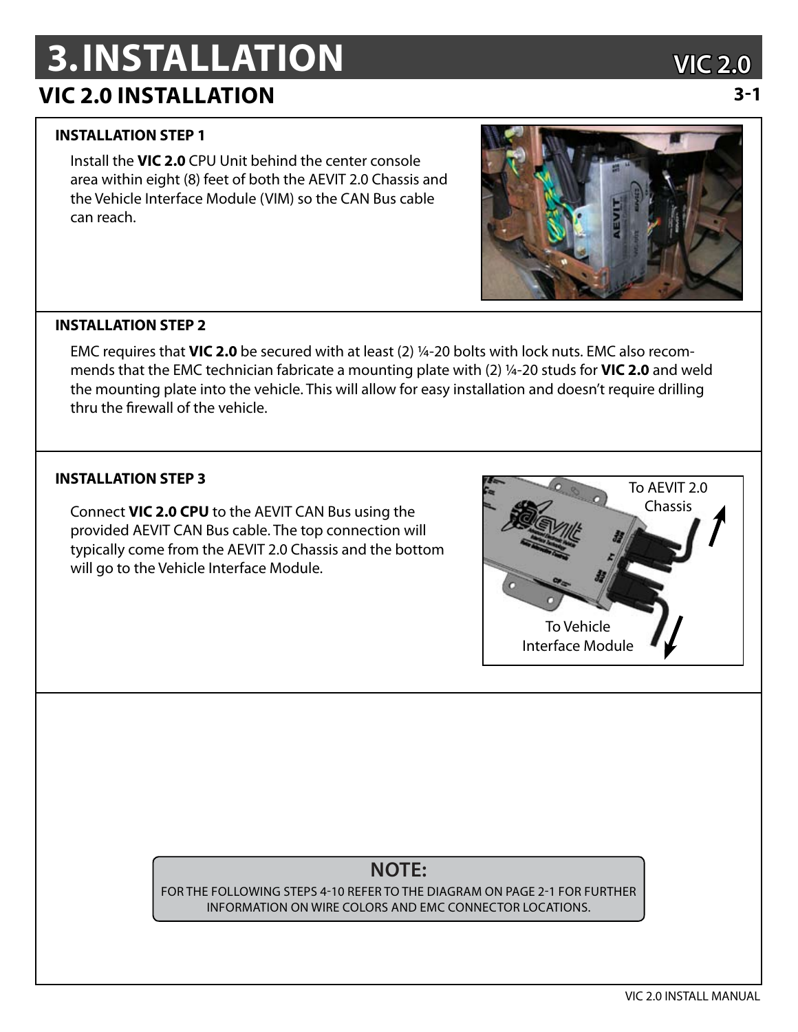# 3. INSTALLATION

## VIC 2.0 INSTALLATION

### INSTALLATION STEP 1

Install the **VIC 2.0** CPU Unit behind the center console area within eight (8) feet of both the AEVIT 2.0 Chassis and the Vehicle Interface Module (VIM) so the CAN Bus cable can reach.

### INSTALLATION STEP 2

EMC requires that **VIC 2.0** be secured with at least (2) ¼-20 bolts with lock nuts. EMC also recommends that the EMC technician fabricate a mounting plate with (2) ¼-20 studs for **VIC 2.0** and weld the mounting plate into the vehicle. This will allow for easy installation and doesn't require drilling thru the firewall of the vehicle.

### INSTALLATION STEP 3

Connect **VIC 2.0 CPU** to the AEVIT CAN Bus using the provided AEVIT CAN Bus cable. The top connection will typically come from the AEVIT 2.0 Chassis and the bottom will go to the Vehicle Interface Module.

To AEVIT 2.0 Chassis

To Vehicle Interface Module

**NOTE:**

FOR THE FOLLOWING STEPS 4-10 REFER TO THE DIAGRAM ON PAGE 2-1 FOR FURTHER INFORMATION ON WIRE COLORS AND EMC CONNECTOR LOCATIONS.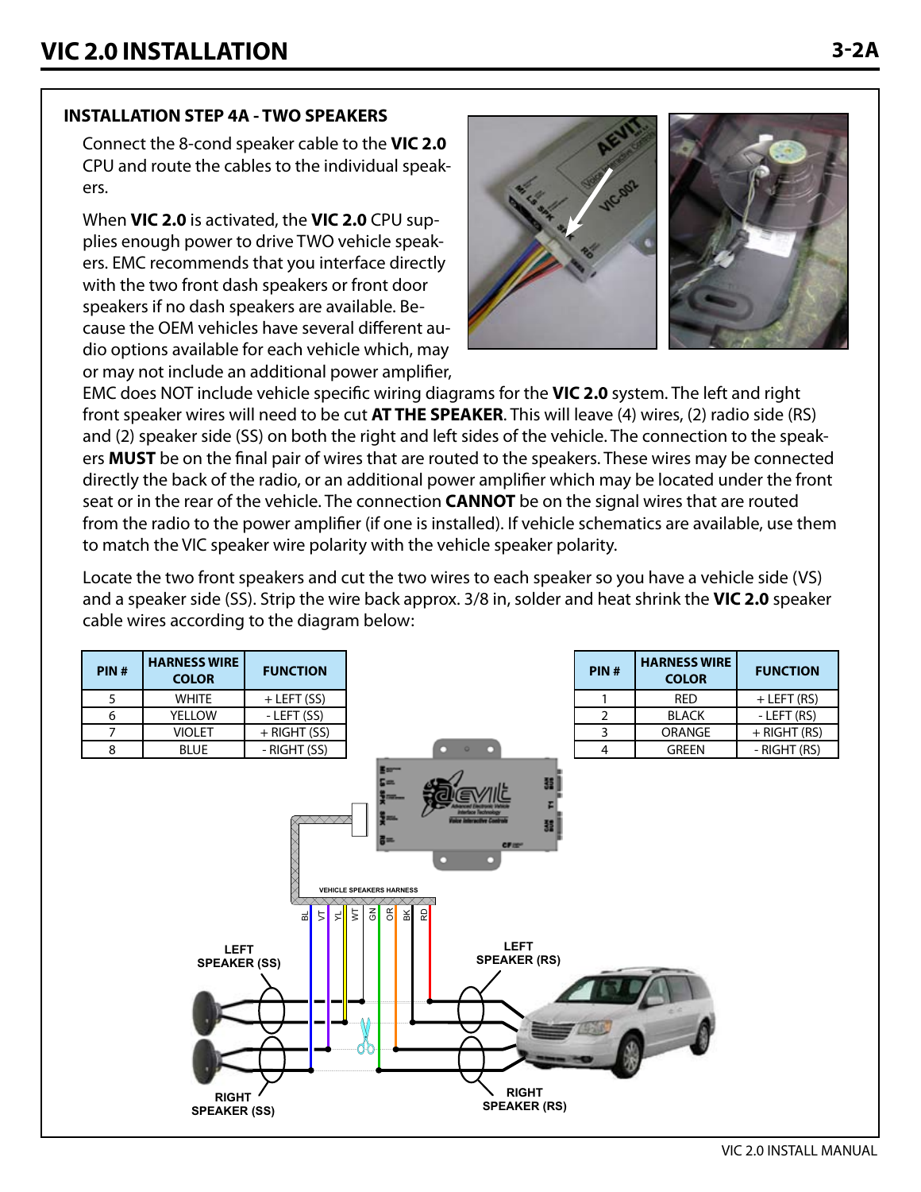## INSTALLATION STEP 4A - TWO SPEAKERS

Connect the 8-cond speaker cable to the **VIC 2.0** CPU and route the cables to the individual speakers.

When **VIC 2.0** is activated, the **VIC 2.0** CPU supplies enough power to drive TWO vehicle speakers. EMC recommends that you interface directly with the two front dash speakers or front door speakers if no dash speakers are available. Because the OEM vehicles have several different audio options available for each vehicle which, may or may not include an additional power amplifier, EMC does NOT include vehicle specific wiring diagrams for the **VIC 2.0** system. The left and right front speaker wires will need to be cut **AT THE SPEAKER**. This will leave (4) wires, (2) radio side (RS) and (2) speaker side (SS) on both the right and left sides of the vehicle. The connection to the speakers **MUST** be on the final pair of wires that are routed to the speakers. These wires may be connected directly the back of the radio, or an additional power amplifier which may be located under the front seat or in the rear of the vehicle. The connection **CANNOT** be on the signal wires that are routed from the radio to the power amplifier (if one is installed). If vehicle schematics are available, use them to match the VIC speaker wire polarity with the vehicle speaker polarity.

Locate the two front speakers and cut the two wires to each speaker so you have a vehicle side (VS) and a speaker side (SS). Strip the wire back approx. 3/8 in, solder and heat shrink the **VIC 2.0** speaker cable wires according to the diagram below:

| PIN # | HARNESS WIRE COLOR | FUNCTION |
|---|---|---|
| 5 | WHITE | + LEFT (SS) |
| 6 | YELLOW | - LEFT (SS) |
| 7 | VIOLET | + RIGHT (SS) |
| 8 | BLUE | - RIGHT (SS) |

| PIN # | HARNESS WIRE COLOR | FUNCTION |
|---|---|---|
| 1 | RED | + LEFT (RS) |
| 2 | BLACK | - LEFT (RS) |
| 3 | ORANGE | + RIGHT (RS) |
| 4 | GREEN | - RIGHT (RS) |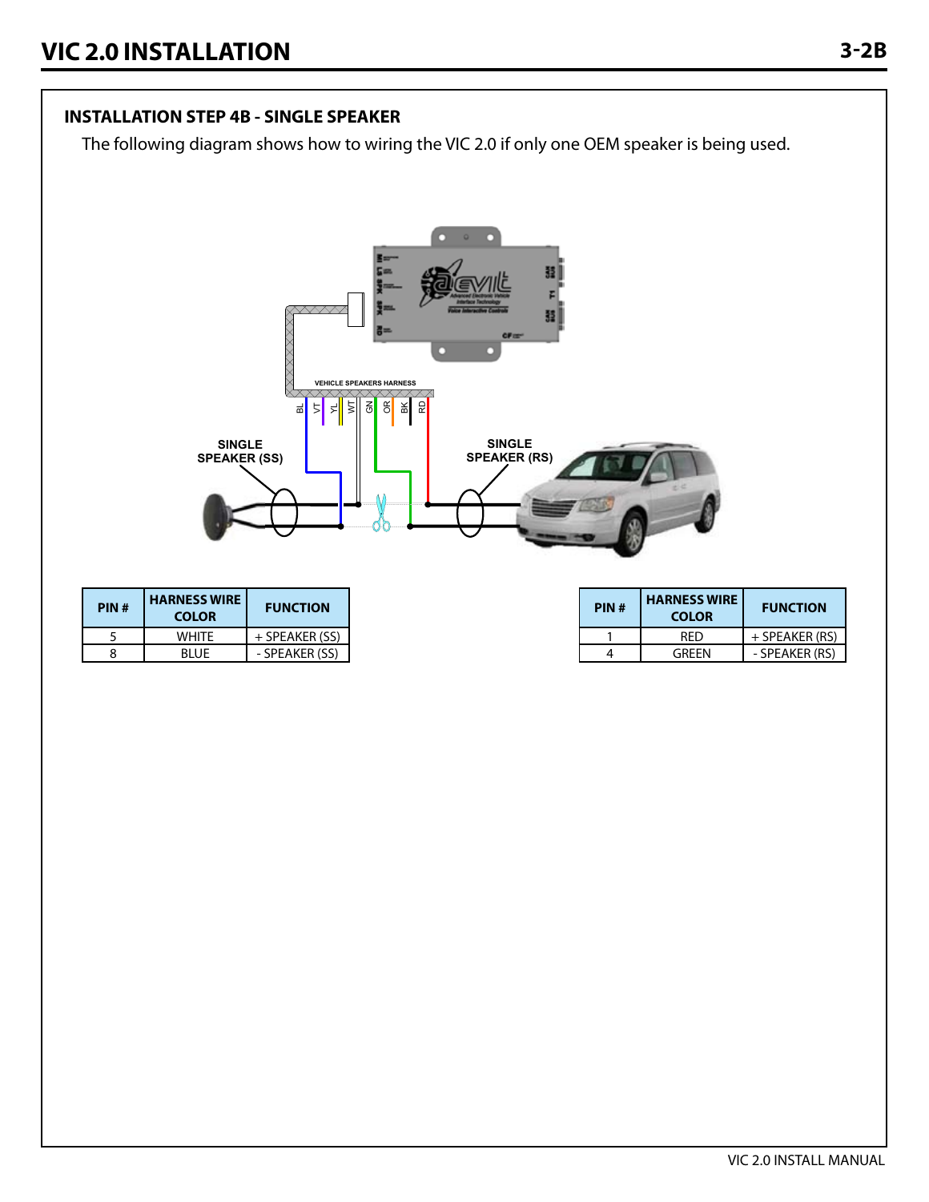## INSTALLATION STEP 4B - SINGLE SPEAKER

The following diagram shows how to wiring the VIC 2.0 if only one OEM speaker is being used.

VEHICLE SPEAKERS HARNESS

BL VT YL WT GN OR BK RD

SINGLE SPEAKER (SS)

SINGLE SPEAKER (RS)

| PIN # | HARNESS WIRE COLOR | FUNCTION |
|---|---|---|
| 5 | WHITE | + SPEAKER (SS) |
| 8 | BLUE | - SPEAKER (SS) |

| PIN # | HARNESS WIRE COLOR | FUNCTION |
|---|---|---|
| 1 | RED | + SPEAKER (RS) |
| 4 | GREEN | - SPEAKER (RS) |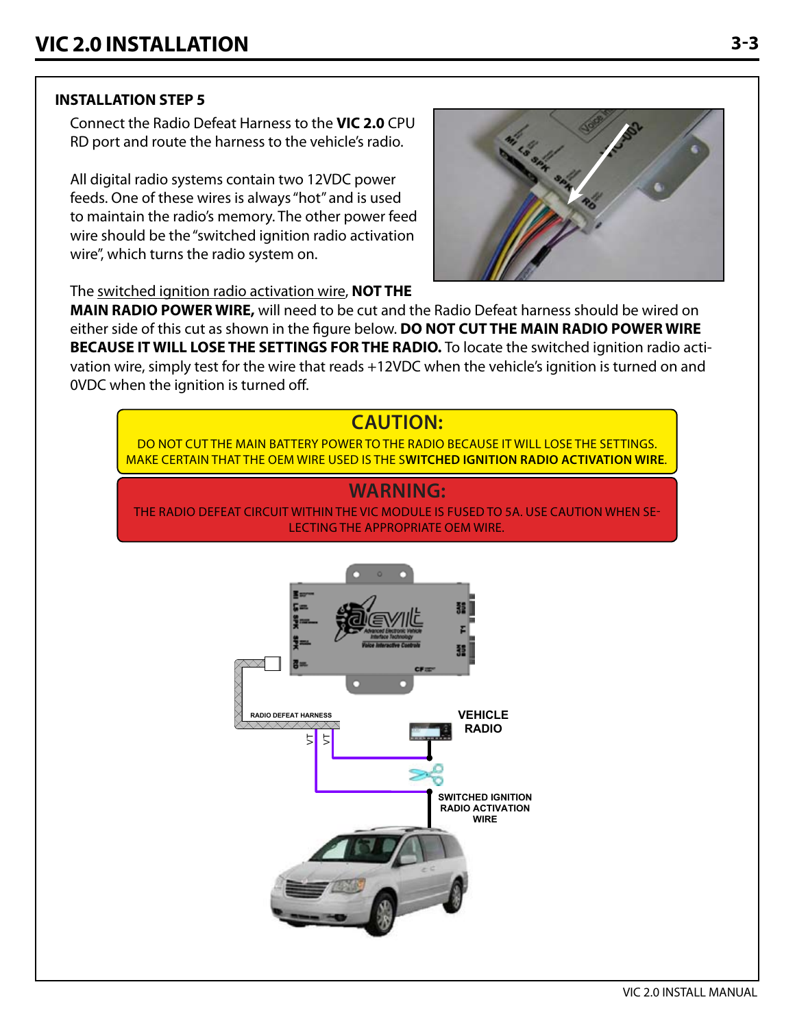### INSTALLATION STEP 5

Connect the Radio Defeat Harness to the **VIC 2.0** CPU RD port and route the harness to the vehicle's radio.

All digital radio systems contain two 12VDC power feeds. One of these wires is always "hot" and is used to maintain the radio's memory. The other power feed wire should be the "switched ignition radio activation wire", which turns the radio system on.

The switched ignition radio activation wire, **NOT THE MAIN RADIO POWER WIRE,** will need to be cut and the Radio Defeat harness should be wired on either side of this cut as shown in the figure below. **DO NOT CUT THE MAIN RADIO POWER WIRE BECAUSE IT WILL LOSE THE SETTINGS FOR THE RADIO.** To locate the switched ignition radio activation wire, simply test for the wire that reads +12VDC when the vehicle's ignition is turned on and 0VDC when the ignition is turned off.

**CAUTION:**

DO NOT CUT THE MAIN BATTERY POWER TO THE RADIO BECAUSE IT WILL LOSE THE SETTINGS. MAKE CERTAIN THAT THE OEM WIRE USED IS THE S**WITCHED IGNITION RADIO ACTIVATION WIRE**.

**WARNING:**

THE RADIO DEFEAT CIRCUIT WITHIN THE VIC MODULE IS FUSED TO 5A. USE CAUTION WHEN SELECTING THE APPROPRIATE OEM WIRE.

RADIO DEFEAT HARNESS

VT VT

VEHICLE RADIO

SWITCHED IGNITION RADIO ACTIVATION WIRE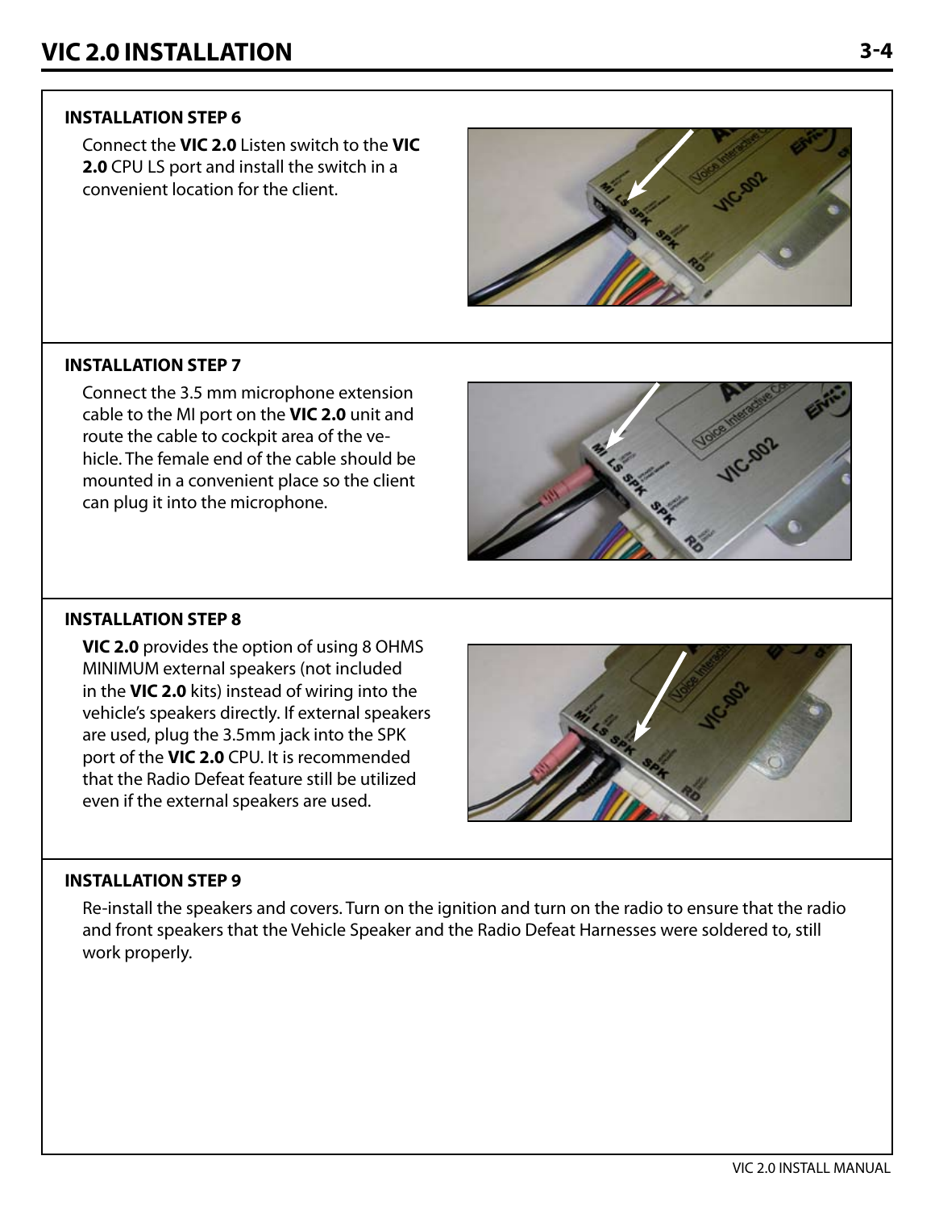# VIC 2.0 INSTALLATION

### INSTALLATION STEP 6

Connect the **VIC 2.0** Listen switch to the **VIC 2.0** CPU LS port and install the switch in a convenient location for the client.

### INSTALLATION STEP 7

Connect the 3.5 mm microphone extension cable to the MI port on the **VIC 2.0** unit and route the cable to cockpit area of the vehicle. The female end of the cable should be mounted in a convenient place so the client can plug it into the microphone.

### INSTALLATION STEP 8

**VIC 2.0** provides the option of using 8 OHMS MINIMUM external speakers (not included in the **VIC 2.0** kits) instead of wiring into the vehicle's speakers directly. If external speakers are used, plug the 3.5mm jack into the SPK port of the **VIC 2.0** CPU. It is recommended that the Radio Defeat feature still be utilized even if the external speakers are used.

### INSTALLATION STEP 9

Re-install the speakers and covers. Turn on the ignition and turn on the radio to ensure that the radio and front speakers that the Vehicle Speaker and the Radio Defeat Harnesses were soldered to, still work properly.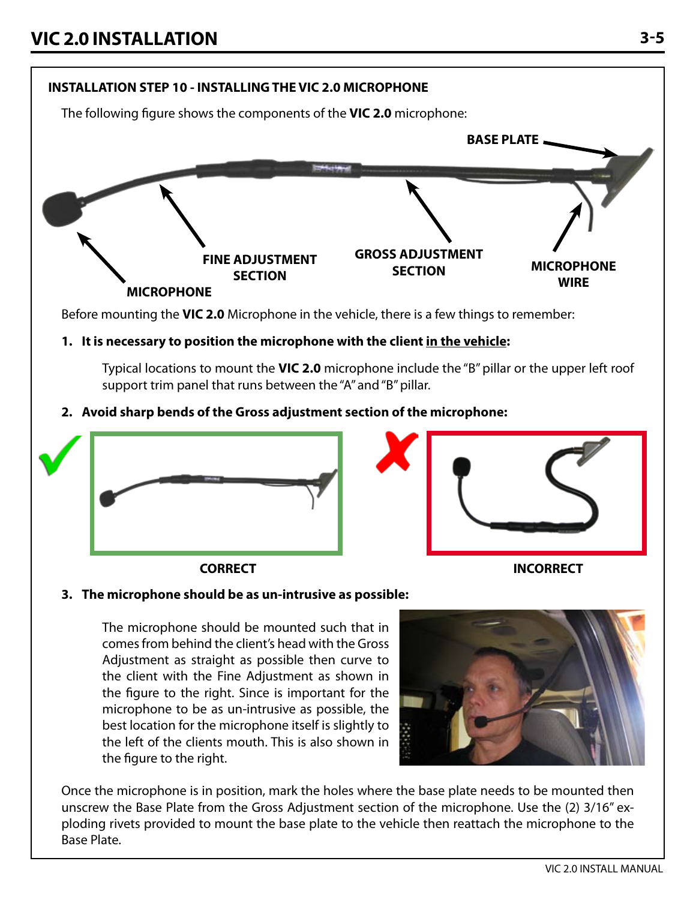## VIC 2.0 INSTALLATION

### INSTALLATION STEP 10 - INSTALLING THE VIC 2.0 MICROPHONE

The following figure shows the components of the **VIC 2.0** microphone:

BASE PLATE

MICROPHONE

FINE ADJUSTMENT SECTION

GROSS ADJUSTMENT SECTION

MICROPHONE WIRE

Before mounting the **VIC 2.0** Microphone in the vehicle, there is a few things to remember:

1. **It is necessary to position the microphone with the client in the vehicle:**

   Typical locations to mount the **VIC 2.0** microphone include the "B" pillar or the upper left roof support trim panel that runs between the "A" and "B" pillar.

2. **Avoid sharp bends of the Gross adjustment section of the microphone:**

   CORRECT

   INCORRECT

3. **The microphone should be as un-intrusive as possible:**

   The microphone should be mounted such that in comes from behind the client's head with the Gross Adjustment as straight as possible then curve to the client with the Fine Adjustment as shown in the figure to the right. Since is important for the microphone to be as un-intrusive as possible, the best location for the microphone itself is slightly to the left of the clients mouth. This is also shown in the figure to the right.

Once the microphone is in position, mark the holes where the base plate needs to be mounted then unscrew the Base Plate from the Gross Adjustment section of the microphone. Use the (2) 3/16" exploding rivets provided to mount the base plate to the vehicle then reattach the microphone to the Base Plate.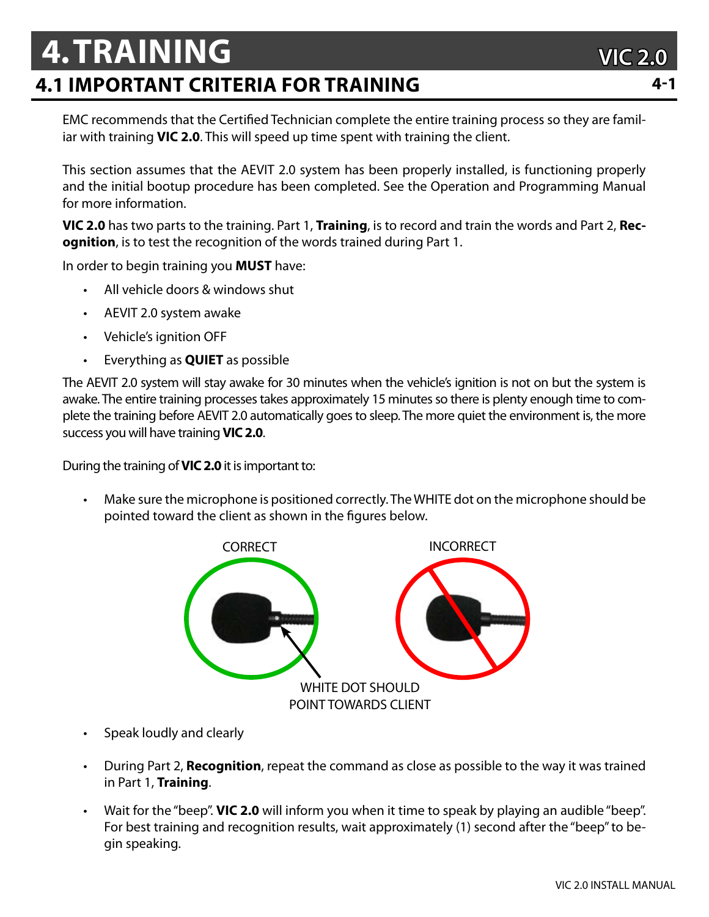# 4. TRAINING

## 4.1 IMPORTANT CRITERIA FOR TRAINING

EMC recommends that the Certified Technician complete the entire training process so they are familiar with training **VIC 2.0**. This will speed up time spent with training the client.

This section assumes that the AEVIT 2.0 system has been properly installed, is functioning properly and the initial bootup procedure has been completed. See the Operation and Programming Manual for more information.

**VIC 2.0** has two parts to the training. Part 1, **Training**, is to record and train the words and Part 2, **Recognition**, is to test the recognition of the words trained during Part 1.

In order to begin training you **MUST** have:

- All vehicle doors & windows shut
- AEVIT 2.0 system awake
- Vehicle's ignition OFF
- Everything as **QUIET** as possible

The AEVIT 2.0 system will stay awake for 30 minutes when the vehicle's ignition is not on but the system is awake. The entire training processes takes approximately 15 minutes so there is plenty enough time to complete the training before AEVIT 2.0 automatically goes to sleep. The more quiet the environment is, the more success you will have training **VIC 2.0**.

During the training of **VIC 2.0** it is important to:

- Make sure the microphone is positioned correctly. The WHITE dot on the microphone should be pointed toward the client as shown in the figures below.

CORRECT INCORRECT

WHITE DOT SHOULD POINT TOWARDS CLIENT

- Speak loudly and clearly
- During Part 2, **Recognition**, repeat the command as close as possible to the way it was trained in Part 1, **Training**.
- Wait for the "beep". **VIC 2.0** will inform you when it time to speak by playing an audible "beep". For best training and recognition results, wait approximately (1) second after the "beep" to begin speaking.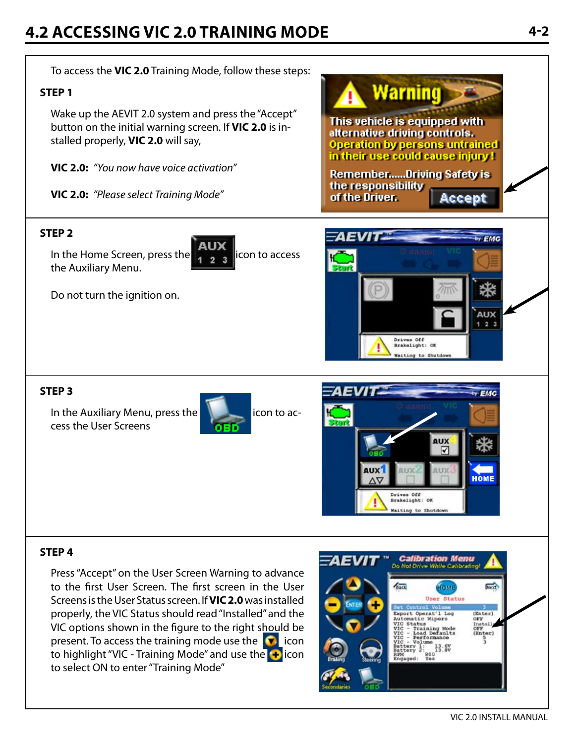## 4.2 ACCESSING VIC 2.0 TRAINING MODE

To access the **VIC 2.0** Training Mode, follow these steps:

**STEP 1**

Wake up the AEVIT 2.0 system and press the "Accept" button on the initial warning screen. If **VIC 2.0** is installed properly, **VIC 2.0** will say,

**VIC 2.0:** *"You now have voice activation"*

**VIC 2.0:** *"Please select Training Mode"*

**STEP 2**

In the Home Screen, press the AUX 1 2 3 icon to access the Auxiliary Menu.

Do not turn the ignition on.

**STEP 3**

In the Auxiliary Menu, press the OBD icon to access the User Screens

**STEP 4**

Press "Accept" on the User Screen Warning to advance to the first User Screen. The first screen in the User Screens is the User Status screen. If **VIC 2.0** was installed properly, the VIC Status should read "Installed" and the VIC options shown in the figure to the right should be present. To access the training mode use the icon to highlight "VIC - Training Mode" and use the icon to select ON to enter "Training Mode"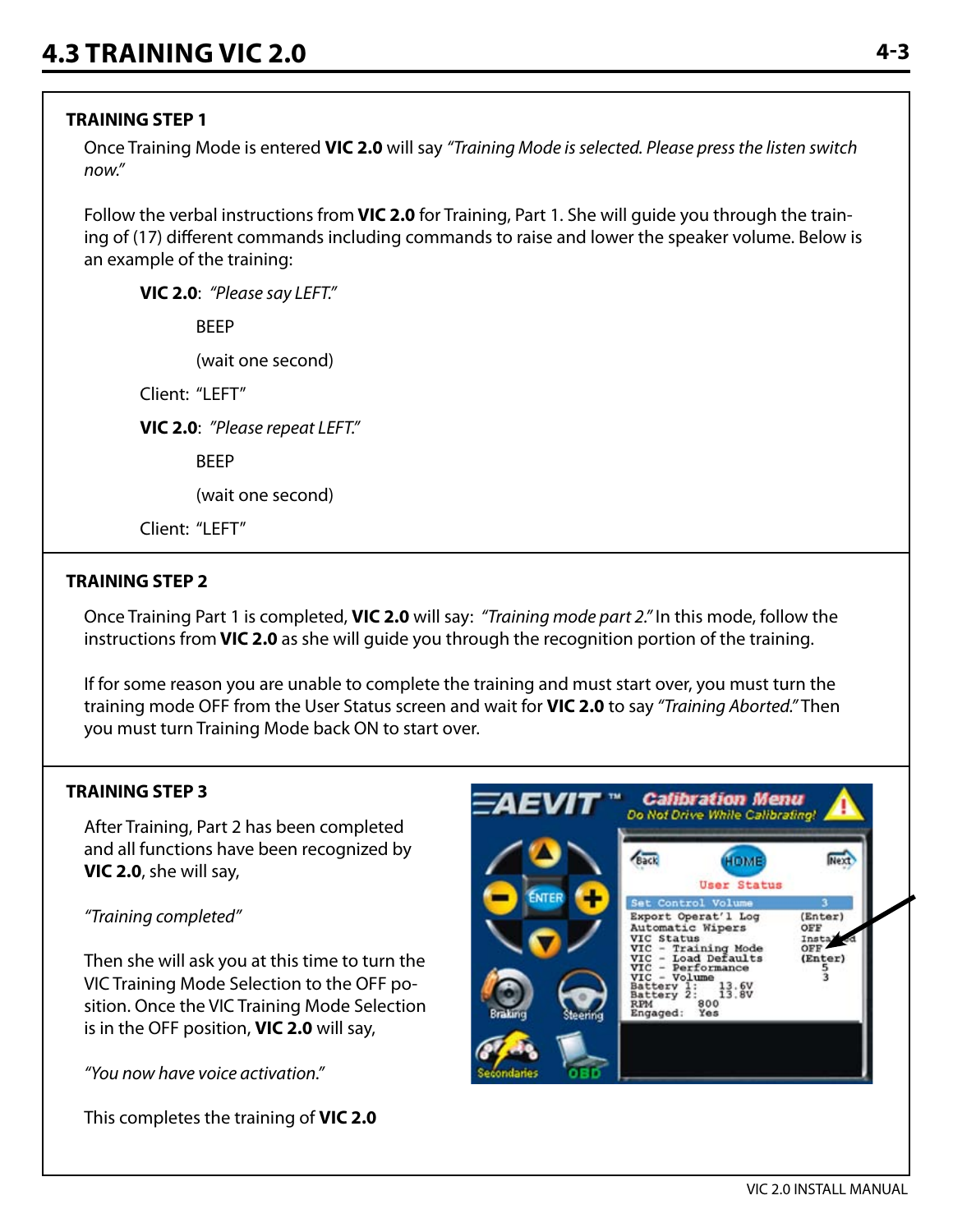# 4.3 TRAINING VIC 2.0

### TRAINING STEP 1

Once Training Mode is entered **VIC 2.0** will say *"Training Mode is selected. Please press the listen switch now."*

Follow the verbal instructions from **VIC 2.0** for Training, Part 1. She will guide you through the training of (17) different commands including commands to raise and lower the speaker volume. Below is an example of the training:

**VIC 2.0**: *"Please say LEFT."*

BEEP

(wait one second)

Client: "LEFT"

**VIC 2.0**: *"Please repeat LEFT."*

BEEP

(wait one second)

Client: "LEFT"

### TRAINING STEP 2

Once Training Part 1 is completed, **VIC 2.0** will say: *"Training mode part 2."* In this mode, follow the instructions from **VIC 2.0** as she will guide you through the recognition portion of the training.

If for some reason you are unable to complete the training and must start over, you must turn the training mode OFF from the User Status screen and wait for **VIC 2.0** to say *"Training Aborted."* Then you must turn Training Mode back ON to start over.

### TRAINING STEP 3

After Training, Part 2 has been completed and all functions have been recognized by **VIC 2.0**, she will say,

*"Training completed"*

Then she will ask you at this time to turn the VIC Training Mode Selection to the OFF position. Once the VIC Training Mode Selection is in the OFF position, **VIC 2.0** will say,

*"You now have voice activation."*

This completes the training of **VIC 2.0**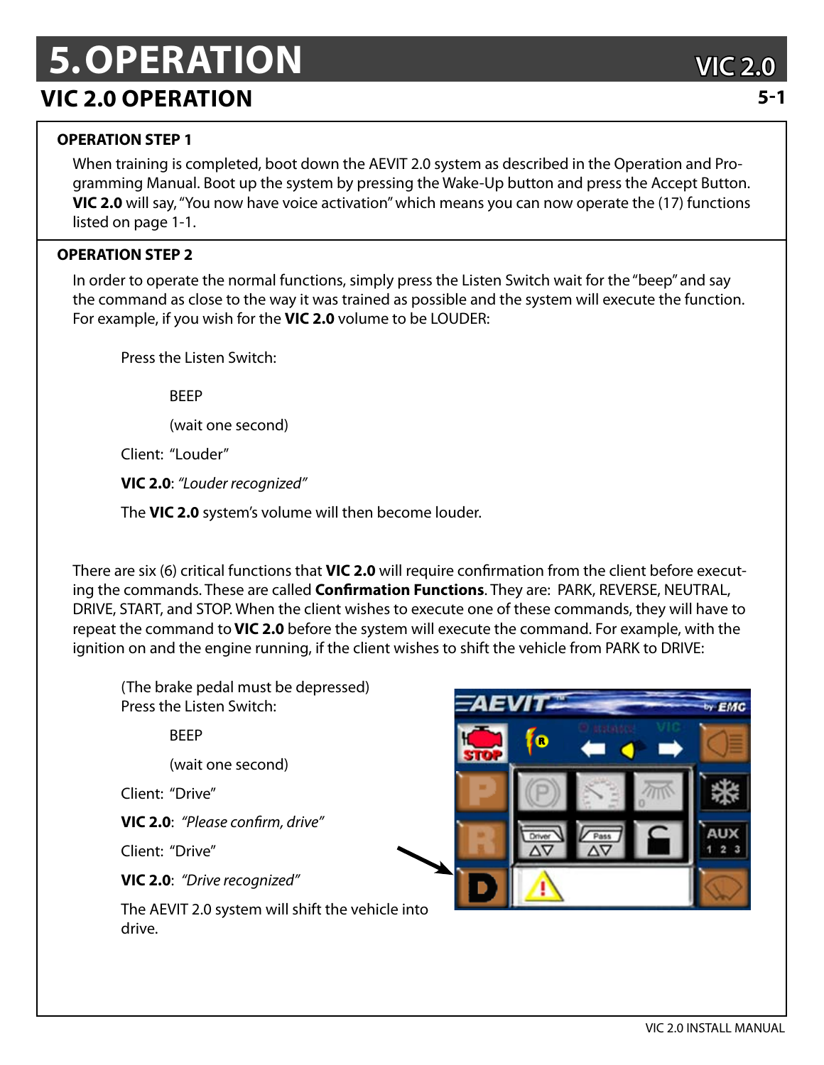# 5. OPERATION

## VIC 2.0 OPERATION

### OPERATION STEP 1

When training is completed, boot down the AEVIT 2.0 system as described in the Operation and Programming Manual. Boot up the system by pressing the Wake-Up button and press the Accept Button. **VIC 2.0** will say, "You now have voice activation" which means you can now operate the (17) functions listed on page 1-1.

### OPERATION STEP 2

In order to operate the normal functions, simply press the Listen Switch wait for the "beep" and say the command as close to the way it was trained as possible and the system will execute the function. For example, if you wish for the **VIC 2.0** volume to be LOUDER:

Press the Listen Switch:

BEEP

(wait one second)

Client: "Louder"

**VIC 2.0**: *"Louder recognized"*

The **VIC 2.0** system's volume will then become louder.

There are six (6) critical functions that **VIC 2.0** will require confirmation from the client before executing the commands. These are called **Confirmation Functions**. They are: PARK, REVERSE, NEUTRAL, DRIVE, START, and STOP. When the client wishes to execute one of these commands, they will have to repeat the command to **VIC 2.0** before the system will execute the command. For example, with the ignition on and the engine running, if the client wishes to shift the vehicle from PARK to DRIVE:

(The brake pedal must be depressed)
Press the Listen Switch:

BEEP

(wait one second)

Client: "Drive"

**VIC 2.0**: *"Please confirm, drive"*

Client: "Drive"

**VIC 2.0**: *"Drive recognized"*

The AEVIT 2.0 system will shift the vehicle into drive.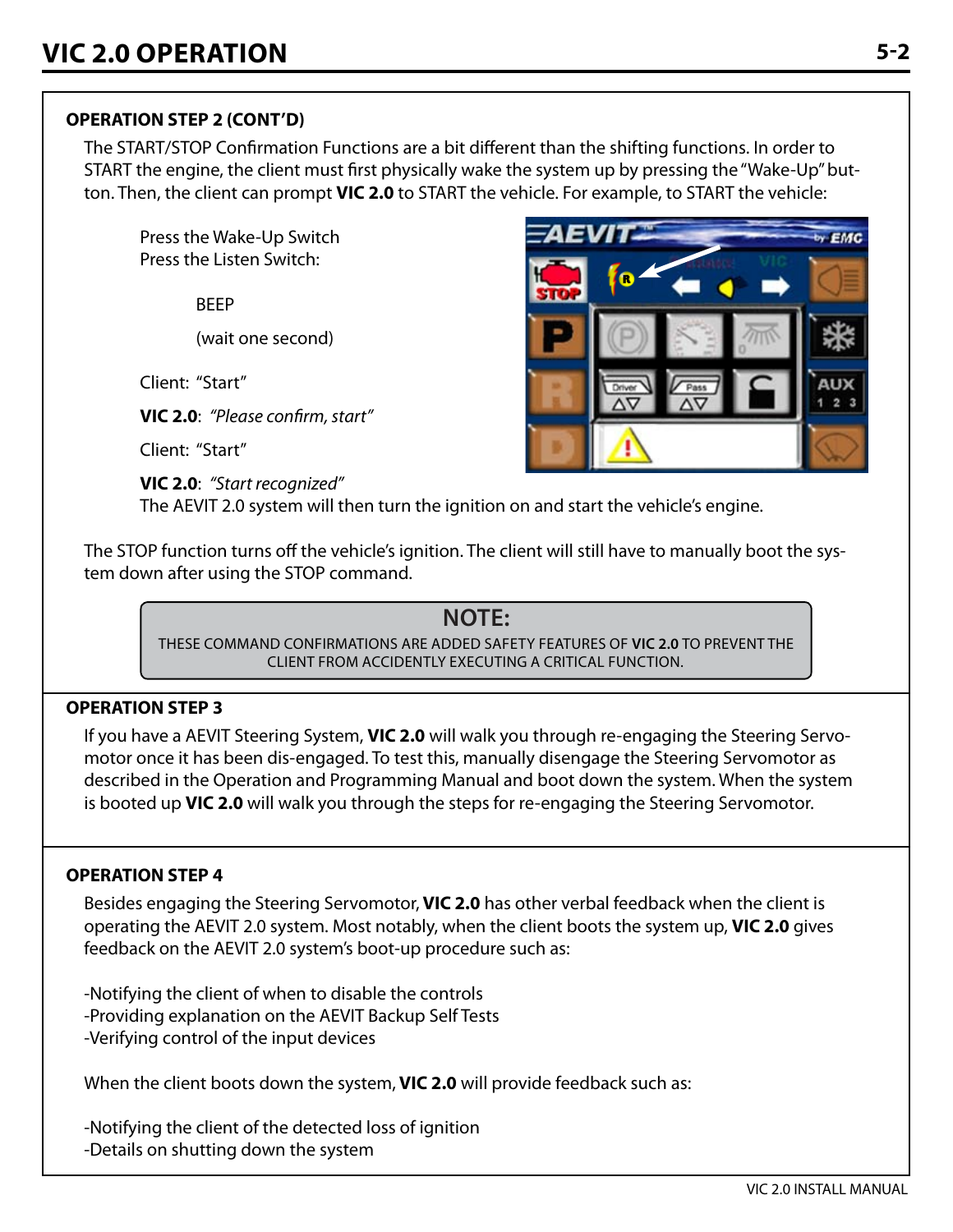## OPERATION STEP 2 (CONT'D)

The START/STOP Confirmation Functions are a bit different than the shifting functions. In order to START the engine, the client must first physically wake the system up by pressing the "Wake-Up" button. Then, the client can prompt **VIC 2.0** to START the vehicle. For example, to START the vehicle:

Press the Wake-Up Switch
Press the Listen Switch:

BEEP

(wait one second)

Client: "Start"

**VIC 2.0**: *"Please confirm, start"*

Client: "Start"

**VIC 2.0**: *"Start recognized"*
The AEVIT 2.0 system will then turn the ignition on and start the vehicle's engine.

The STOP function turns off the vehicle's ignition. The client will still have to manually boot the system down after using the STOP command.

> **NOTE:**
> THESE COMMAND CONFIRMATIONS ARE ADDED SAFETY FEATURES OF **VIC 2.0** TO PREVENT THE CLIENT FROM ACCIDENTLY EXECUTING A CRITICAL FUNCTION.

## OPERATION STEP 3

If you have a AEVIT Steering System, **VIC 2.0** will walk you through re-engaging the Steering Servomotor once it has been dis-engaged. To test this, manually disengage the Steering Servomotor as described in the Operation and Programming Manual and boot down the system. When the system is booted up **VIC 2.0** will walk you through the steps for re-engaging the Steering Servomotor.

## OPERATION STEP 4

Besides engaging the Steering Servomotor, **VIC 2.0** has other verbal feedback when the client is operating the AEVIT 2.0 system. Most notably, when the client boots the system up, **VIC 2.0** gives feedback on the AEVIT 2.0 system's boot-up procedure such as:

-Notifying the client of when to disable the controls
-Providing explanation on the AEVIT Backup Self Tests
-Verifying control of the input devices

When the client boots down the system, **VIC 2.0** will provide feedback such as:

-Notifying the client of the detected loss of ignition
-Details on shutting down the system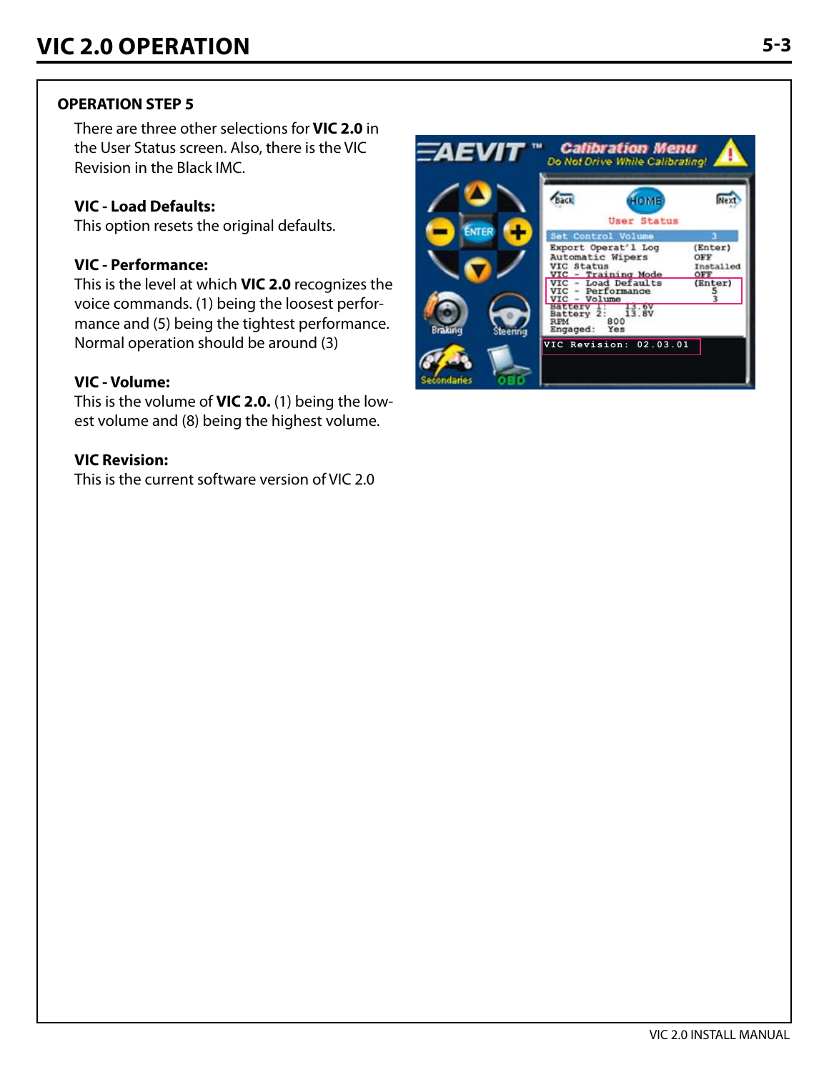## OPERATION STEP 5

There are three other selections for **VIC 2.0** in the User Status screen. Also, there is the VIC Revision in the Black IMC.

**VIC - Load Defaults:**
This option resets the original defaults.

**VIC - Performance:**
This is the level at which **VIC 2.0** recognizes the voice commands. (1) being the loosest performance and (5) being the tightest performance. Normal operation should be around (3)

**VIC - Volume:**
This is the volume of **VIC 2.0.** (1) being the lowest volume and (8) being the highest volume.

**VIC Revision:**
This is the current software version of VIC 2.0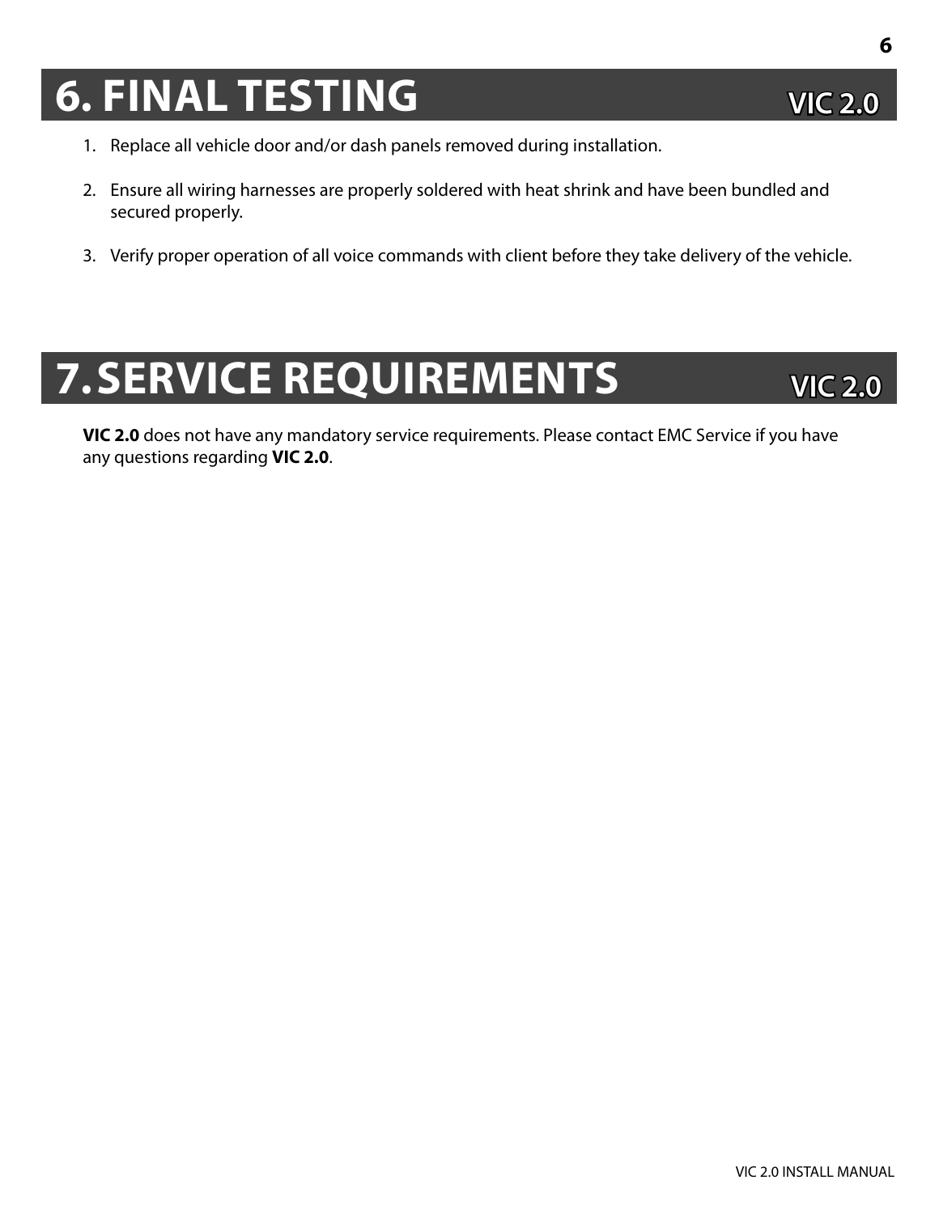# 6. FINAL TESTING

VIC 2.0

1. Replace all vehicle door and/or dash panels removed during installation.

2. Ensure all wiring harnesses are properly soldered with heat shrink and have been bundled and secured properly.

3. Verify proper operation of all voice commands with client before they take delivery of the vehicle.

# 7. SERVICE REQUIREMENTS

VIC 2.0

**VIC 2.0** does not have any mandatory service requirements. Please contact EMC Service if you have any questions regarding **VIC 2.0**.